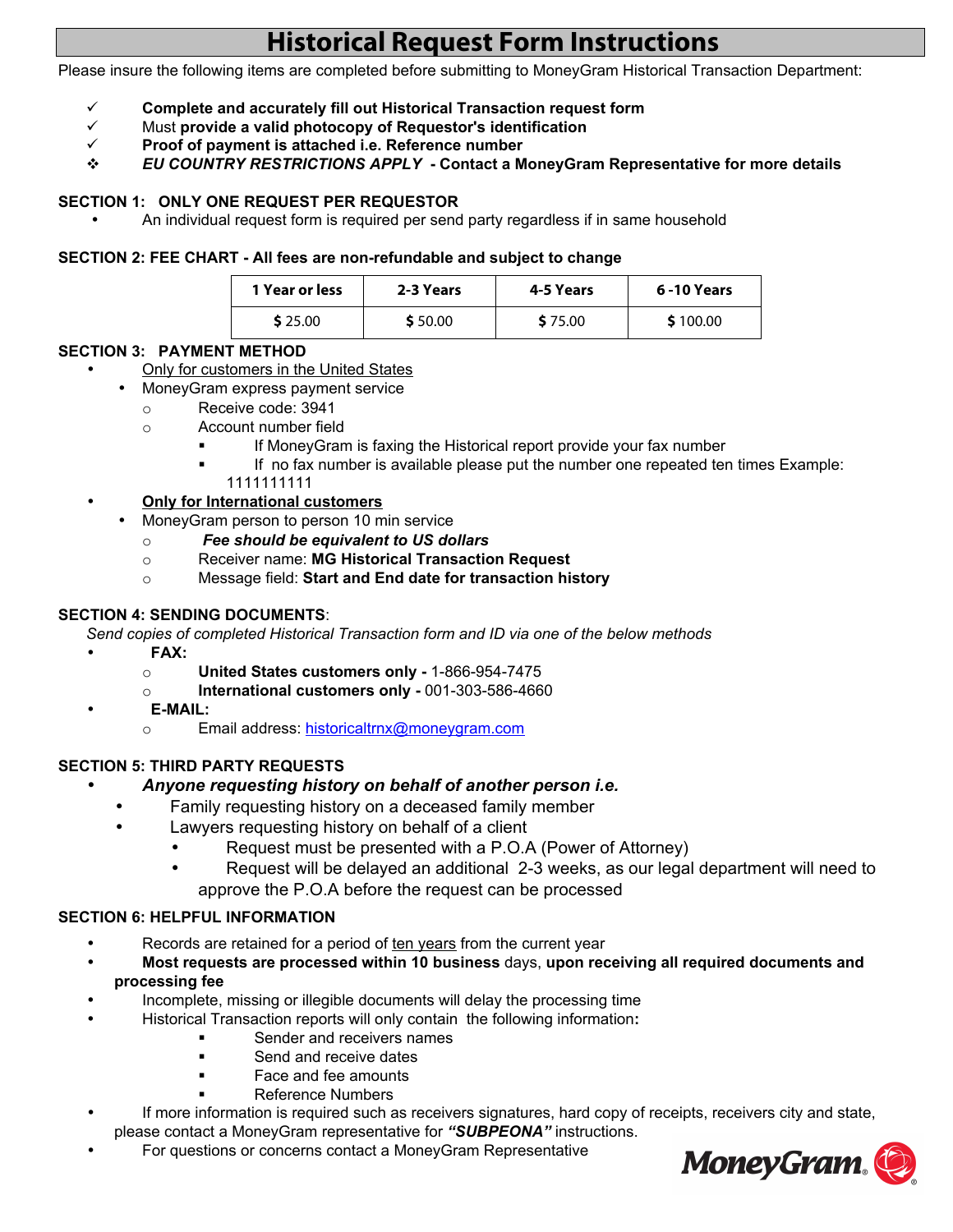# Historical Request Form Instructions

Please insure the following items are completed before submitting to MoneyGram Historical Transaction Department:

- ✓ **Complete and accurately fill out Historical Transaction request form**
- ✓ Must **provide a valid photocopy of Requestor's identification**
- ✓ **Proof of payment is attached i.e. Reference number**
- ❖ ***EU COUNTRY RESTRICTIONS APPLY* - Contact a MoneyGram Representative for more details**

**SECTION 1: ONLY ONE REQUEST PER REQUESTOR**

- An individual request form is required per send party regardless if in same household

**SECTION 2: FEE CHART - All fees are non-refundable and subject to change**

| 1 Year or less | 2-3 Years | 4-5 Years | 6 -10 Years |
|---|---|---|---|
| $ 25.00 | $ 50.00 | $ 75.00 | $ 100.00 |

**SECTION 3: PAYMENT METHOD**

- Only for customers in the United States
  - MoneyGram express payment service
    - Receive code: 3941
    - Account number field
      - If MoneyGram is faxing the Historical report provide your fax number
      - If no fax number is available please put the number one repeated ten times Example: 1111111111
- **Only for International customers**
  - MoneyGram person to person 10 min service
    - ***Fee should be equivalent to US dollars***
    - Receiver name: **MG Historical Transaction Request**
    - Message field: **Start and End date for transaction history**

**SECTION 4: SENDING DOCUMENTS**:

*Send copies of completed Historical Transaction form and ID via one of the below methods*

- **FAX:**
  - **United States customers only -** 1-866-954-7475
  - **International customers only -** 001-303-586-4660
- **E-MAIL:**
  - Email address: historicaltrnx@moneygram.com

**SECTION 5: THIRD PARTY REQUESTS**

- ***Anyone requesting history on behalf of another person i.e.***
  - Family requesting history on a deceased family member
  - Lawyers requesting history on behalf of a client
    - Request must be presented with a P.O.A (Power of Attorney)
    - Request will be delayed an additional 2-3 weeks, as our legal department will need to approve the P.O.A before the request can be processed

**SECTION 6: HELPFUL INFORMATION**

- Records are retained for a period of ten years from the current year
- **Most requests are processed within 10 business** days, **upon receiving all required documents and processing fee**
- Incomplete, missing or illegible documents will delay the processing time
- Historical Transaction reports will only contain the following information**:**
  - Sender and receivers names
  - Send and receive dates
  - Face and fee amounts
  - Reference Numbers
- If more information is required such as receivers signatures, hard copy of receipts, receivers city and state, please contact a MoneyGram representative for ***"SUBPEONA"*** instructions.
- For questions or concerns contact a MoneyGram Representative

MoneyGram.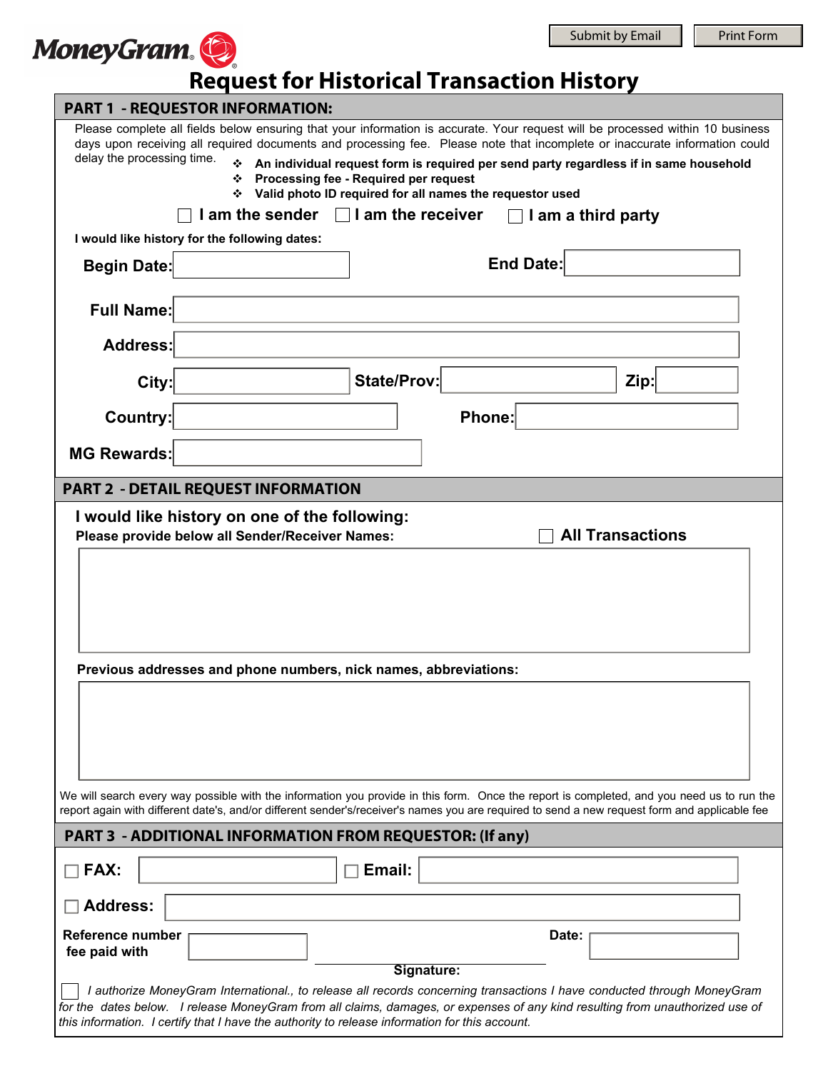MoneyGram

Submit by Email | Print Form

# Request for Historical Transaction History

## PART 1 - REQUESTOR INFORMATION:

Please complete all fields below ensuring that your information is accurate. Your request will be processed within 10 business days upon receiving all required documents and processing fee. Please note that incomplete or inaccurate information could delay the processing time.

- **An individual request form is required per send party regardless if in same household**
- **Processing fee - Required per request**
- **Valid photo ID required for all names the requestor used**

☐ **I am the sender** ☐ **I am the receiver** ☐ **I am a third party**

**I would like history for the following dates:**

**Begin Date:** ____________ **End Date:** ____________

**Full Name:** ____________

**Address:** ____________

**City:** ____________ **State/Prov:** ____________ **Zip:** ____________

**Country:** ____________ **Phone:** ____________

**MG Rewards:** ____________

## PART 2 - DETAIL REQUEST INFORMATION

**I would like history on one of the following:**

**Please provide below all Sender/Receiver Names:** ☐ **All Transactions**

____________

**Previous addresses and phone numbers, nick names, abbreviations:**

____________

We will search every way possible with the information you provide in this form. Once the report is completed, and you need us to run the report again with different date's, and/or different sender's/receiver's names you are required to send a new request form and applicable fee

## PART 3 - ADDITIONAL INFORMATION FROM REQUESTOR: (If any)

☐ **FAX:** ____________ ☐ **Email:** ____________

☐ **Address:** ____________

**Reference number fee paid with** ____________ **Date:** ____________

____________
**Signature:**

☐ *I authorize MoneyGram International., to release all records concerning transactions I have conducted through MoneyGram for the dates below. I release MoneyGram from all claims, damages, or expenses of any kind resulting from unauthorized use of this information. I certify that I have the authority to release information for this account.*